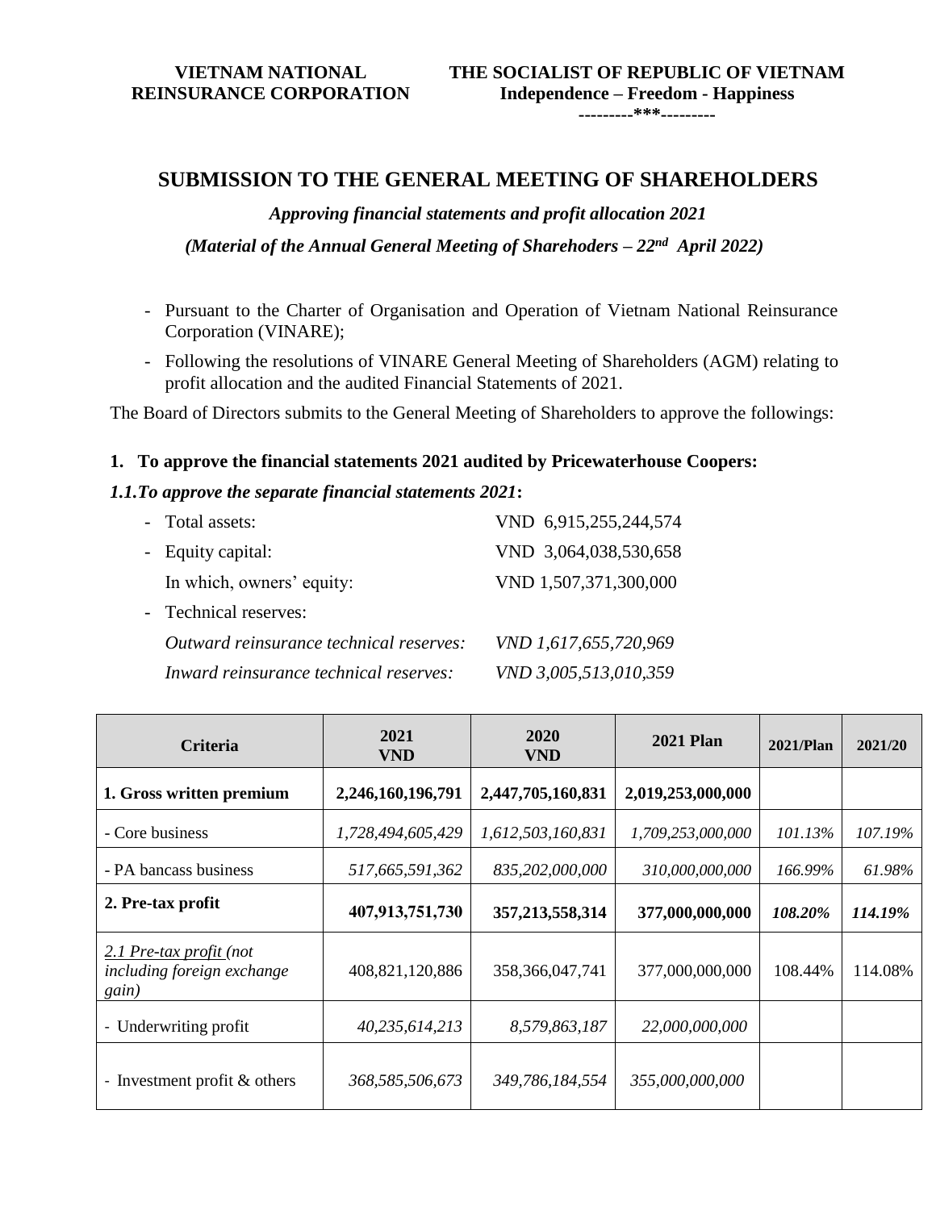**VIETNAM NATIONAL REINSURANCE CORPORATION**

**THE SOCIALIST OF REPUBLIC OF VIETNAM**
**Independence – Freedom - Happiness**
---------***---------

## SUBMISSION TO THE GENERAL MEETING OF SHAREHOLDERS

***Approving financial statements and profit allocation 2021***

***(Material of the Annual General Meeting of Sharehoders – 22nd April 2022)***

- Pursuant to the Charter of Organisation and Operation of Vietnam National Reinsurance Corporation (VINARE);
- Following the resolutions of VINARE General Meeting of Shareholders (AGM) relating to profit allocation and the audited Financial Statements of 2021.

The Board of Directors submits to the General Meeting of Shareholders to approve the followings:

**1. To approve the financial statements 2021 audited by Pricewaterhouse Coopers:**

***1.1.To approve the separate financial statements 2021*:**

- Total assets: VND 6,915,255,244,574
- Equity capital: VND 3,064,038,530,658
  In which, owners' equity: VND 1,507,371,300,000
- Technical reserves:
  *Outward reinsurance technical reserves: VND 1,617,655,720,969*
  *Inward reinsurance technical reserves: VND 3,005,513,010,359*

| Criteria | 2021 VND | 2020 VND | 2021 Plan | 2021/Plan | 2021/20 |
|---|---|---|---|---|---|
| **1. Gross written premium** | **2,246,160,196,791** | **2,447,705,160,831** | **2,019,253,000,000** | | |
| - Core business | *1,728,494,605,429* | *1,612,503,160,831* | *1,709,253,000,000* | *101.13%* | *107.19%* |
| - PA bancass business | *517,665,591,362* | *835,202,000,000* | *310,000,000,000* | *166.99%* | *61.98%* |
| **2. Pre-tax profit** | **407,913,751,730** | **357,213,558,314** | **377,000,000,000** | ***108.20%*** | ***114.19%*** |
| *2.1 Pre-tax profit (not including foreign exchange gain)* | 408,821,120,886 | 358,366,047,741 | 377,000,000,000 | 108.44% | 114.08% |
| - Underwriting profit | *40,235,614,213* | *8,579,863,187* | *22,000,000,000* | | |
| - Investment profit & others | *368,585,506,673* | *349,786,184,554* | *355,000,000,000* | | |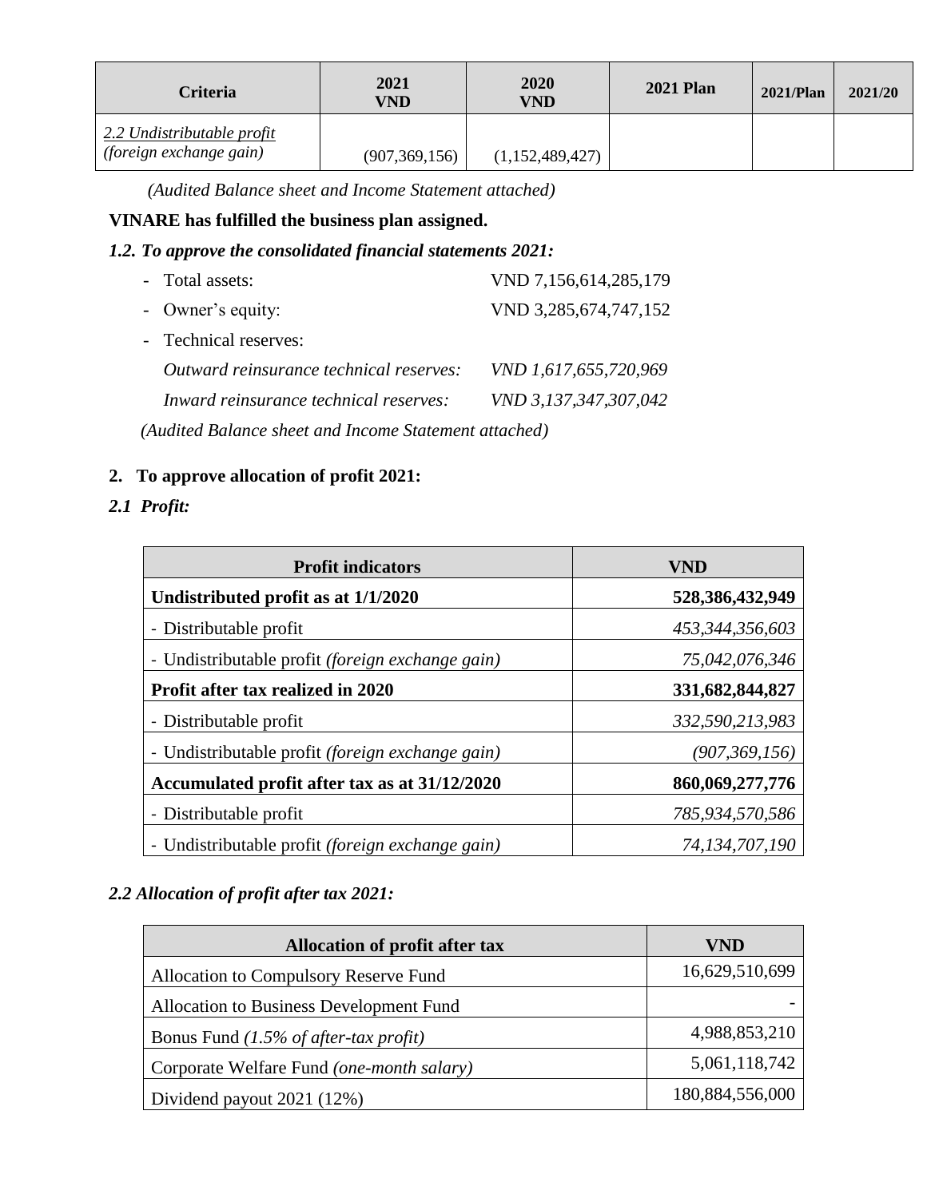| Criteria | 2021 VND | 2020 VND | 2021 Plan | 2021/Plan | 2021/20 |
|---|---|---|---|---|---|
| *2.2 Undistributable profit (foreign exchange gain)* | (907,369,156) | (1,152,489,427) | | | |

*(Audited Balance sheet and Income Statement attached)*

**VINARE has fulfilled the business plan assigned.**

***1.2. To approve the consolidated financial statements 2021:***

- Total assets: VND 7,156,614,285,179
- Owner's equity: VND 3,285,674,747,152
- Technical reserves:

  *Outward reinsurance technical reserves: VND 1,617,655,720,969*

  *Inward reinsurance technical reserves: VND 3,137,347,307,042*

*(Audited Balance sheet and Income Statement attached)*

**2. To approve allocation of profit 2021:**

***2.1 Profit:***

| Profit indicators | VND |
|---|---|
| **Undistributed profit as at 1/1/2020** | **528,386,432,949** |
| - Distributable profit | *453,344,356,603* |
| - Undistributable profit *(foreign exchange gain)* | *75,042,076,346* |
| **Profit after tax realized in 2020** | **331,682,844,827** |
| - Distributable profit | *332,590,213,983* |
| - Undistributable profit *(foreign exchange gain)* | *(907,369,156)* |
| **Accumulated profit after tax as at 31/12/2020** | **860,069,277,776** |
| - Distributable profit | *785,934,570,586* |
| - Undistributable profit *(foreign exchange gain)* | *74,134,707,190* |

***2.2 Allocation of profit after tax 2021:***

| Allocation of profit after tax | VND |
|---|---|
| Allocation to Compulsory Reserve Fund | 16,629,510,699 |
| Allocation to Business Development Fund | - |
| Bonus Fund *(1.5% of after-tax profit)* | 4,988,853,210 |
| Corporate Welfare Fund *(one-month salary)* | 5,061,118,742 |
| Dividend payout 2021 (12%) | 180,884,556,000 |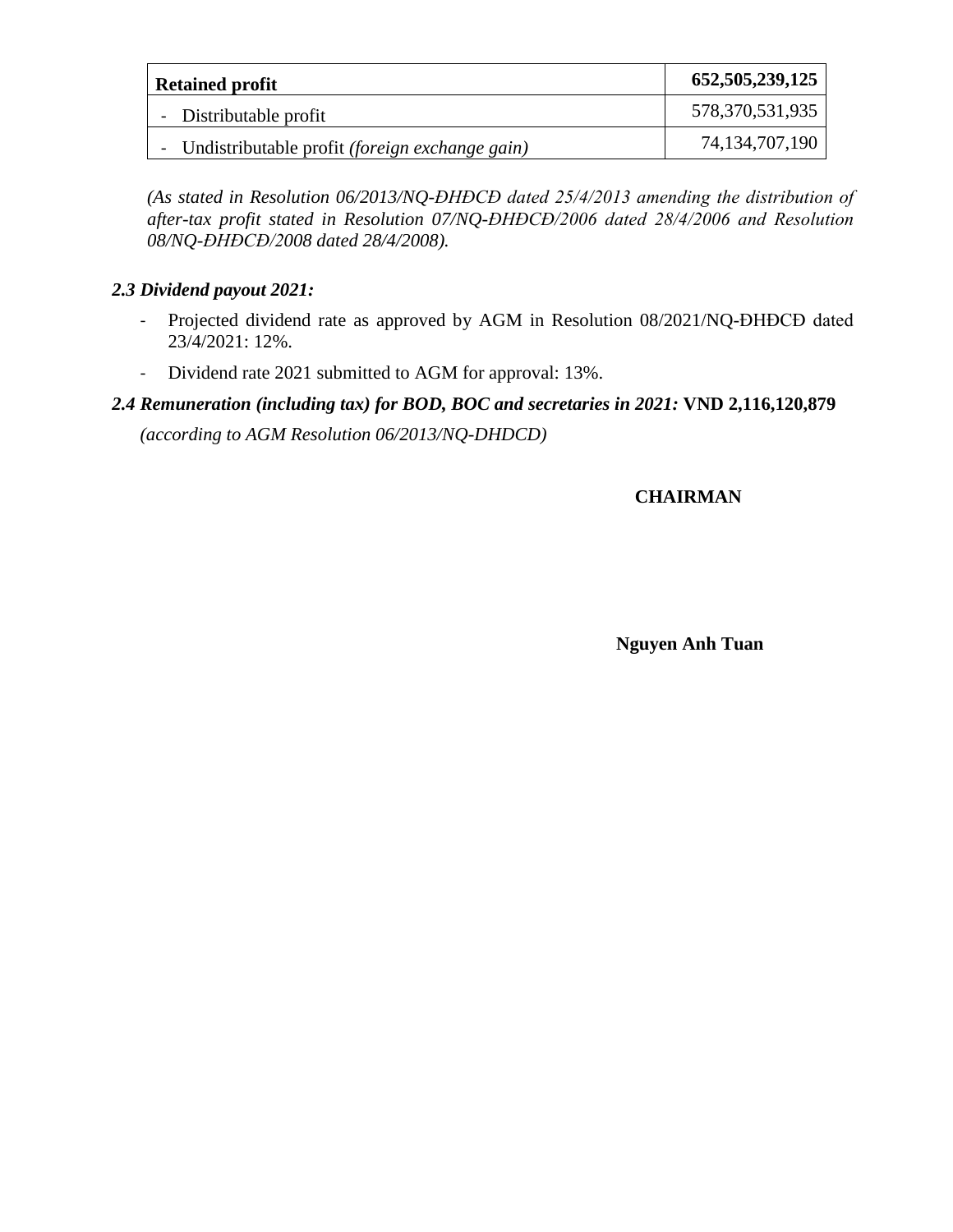| **Retained profit** | **652,505,239,125** |
|---|---|
| - Distributable profit | 578,370,531,935 |
| - Undistributable profit *(foreign exchange gain)* | 74,134,707,190 |

*(As stated in Resolution 06/2013/NQ-ĐHĐCĐ dated 25/4/2013 amending the distribution of after-tax profit stated in Resolution 07/NQ-ĐHĐCĐ/2006 dated 28/4/2006 and Resolution 08/NQ-ĐHĐCĐ/2008 dated 28/4/2008).*

***2.3 Dividend payout 2021:***

- Projected dividend rate as approved by AGM in Resolution 08/2021/NQ-ĐHĐCĐ dated 23/4/2021: 12%.
- Dividend rate 2021 submitted to AGM for approval: 13%.

***2.4 Remuneration (including tax) for BOD, BOC and secretaries in 2021:*** **VND 2,116,120,879**

*(according to AGM Resolution 06/2013/NQ-DHDCD)*

**CHAIRMAN**

**Nguyen Anh Tuan**